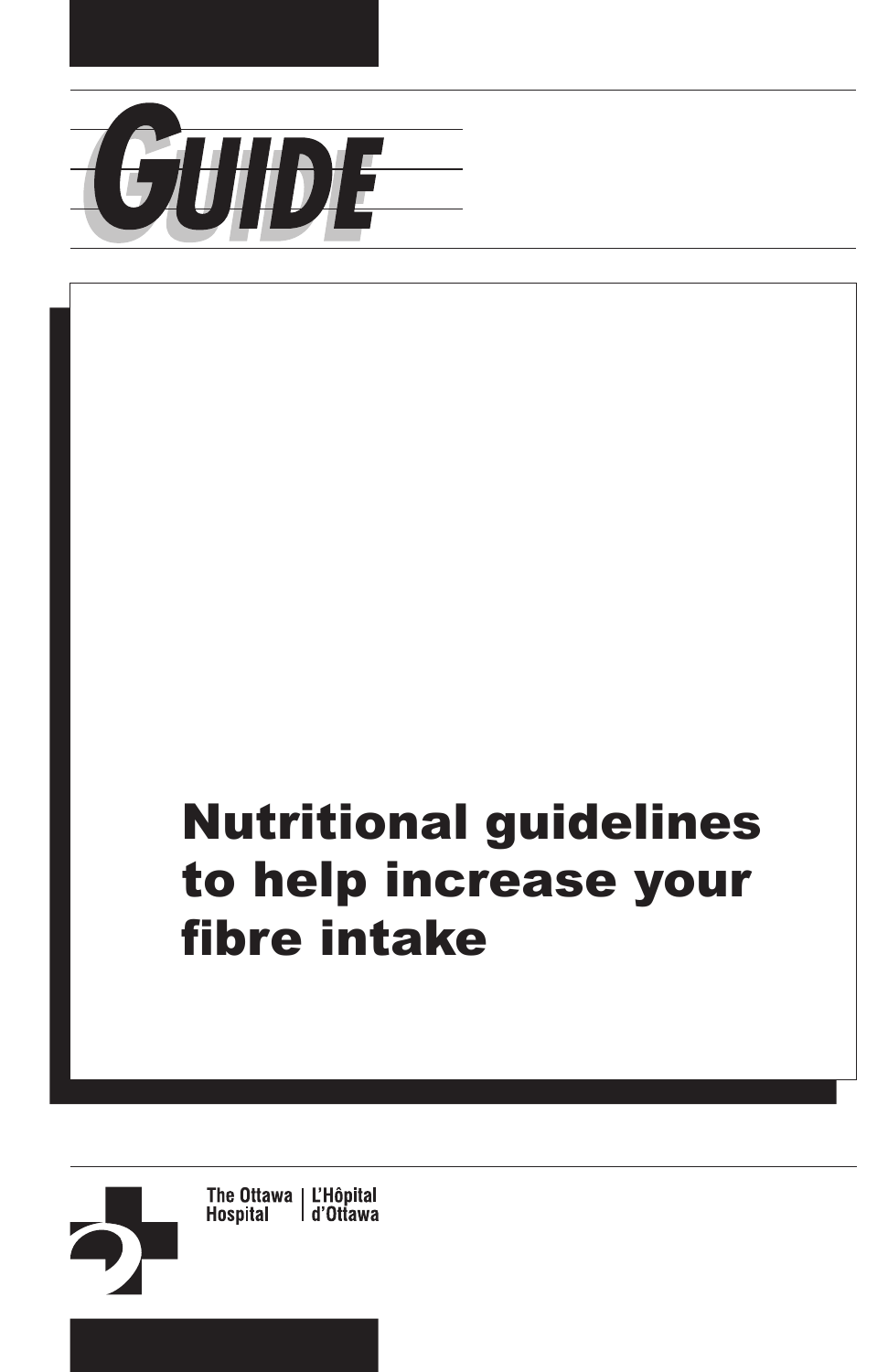# GUIDE

# Nutritional guidelines to help increase your fibre intake

The Ottawa Hospital | L'Hôpital d'Ottawa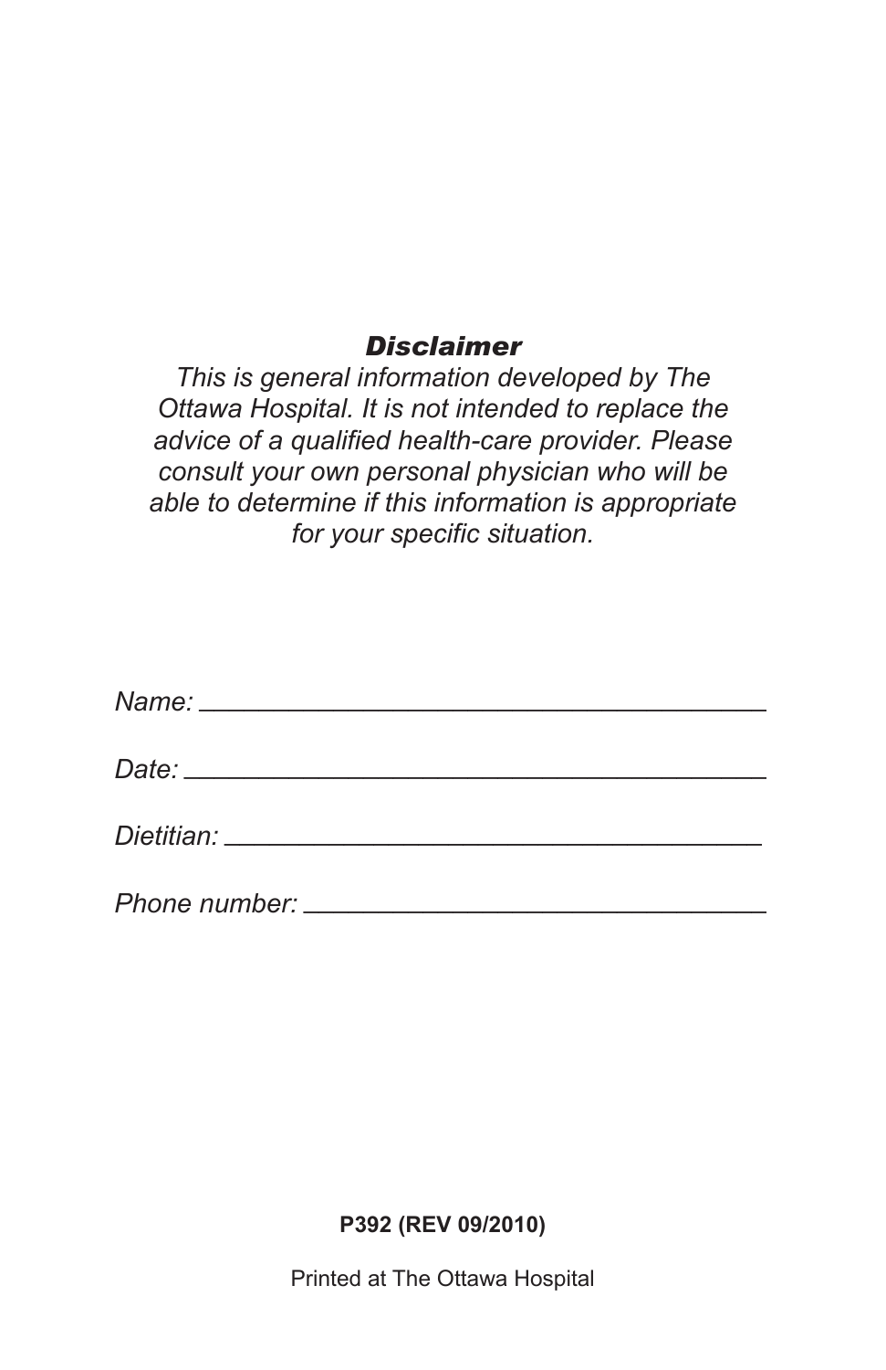### *Disclaimer*

*This is general information developed by The Ottawa Hospital. It is not intended to replace the advice of a qualified health-care provider. Please consult your own personal physician who will be able to determine if this information is appropriate for your specific situation.*

*Name:* ________________________________________

*Date:* ________________________________________

*Dietitian:* ____________________________________

*Phone number:* ________________________________

**P392 (REV 09/2010)**

Printed at The Ottawa Hospital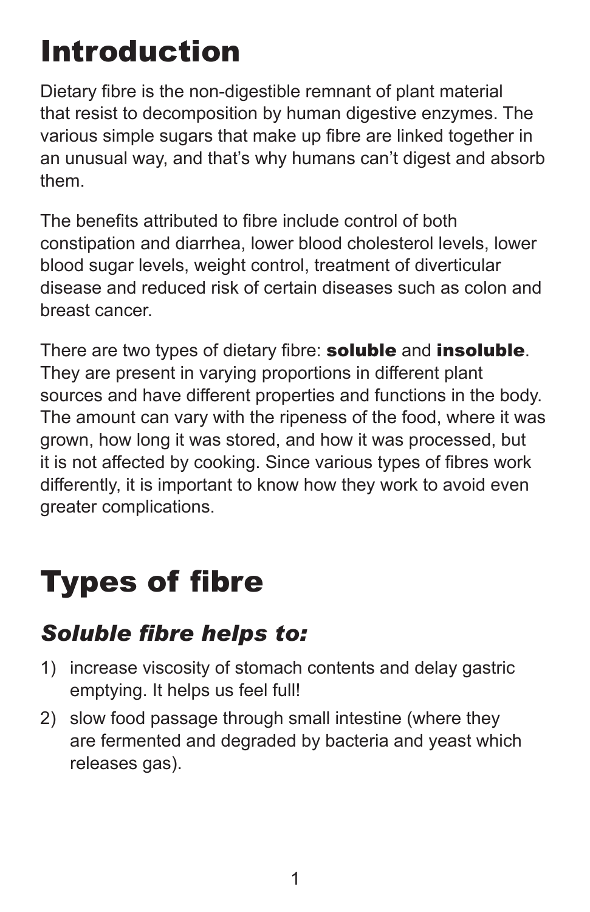# Introduction

Dietary fibre is the non-digestible remnant of plant material that resist to decomposition by human digestive enzymes. The various simple sugars that make up fibre are linked together in an unusual way, and that's why humans can't digest and absorb them.

The benefits attributed to fibre include control of both constipation and diarrhea, lower blood cholesterol levels, lower blood sugar levels, weight control, treatment of diverticular disease and reduced risk of certain diseases such as colon and breast cancer.

There are two types of dietary fibre: **soluble** and **insoluble**. They are present in varying proportions in different plant sources and have different properties and functions in the body. The amount can vary with the ripeness of the food, where it was grown, how long it was stored, and how it was processed, but it is not affected by cooking. Since various types of fibres work differently, it is important to know how they work to avoid even greater complications.

# Types of fibre

## *Soluble fibre helps to:*

1) increase viscosity of stomach contents and delay gastric emptying. It helps us feel full!
2) slow food passage through small intestine (where they are fermented and degraded by bacteria and yeast which releases gas).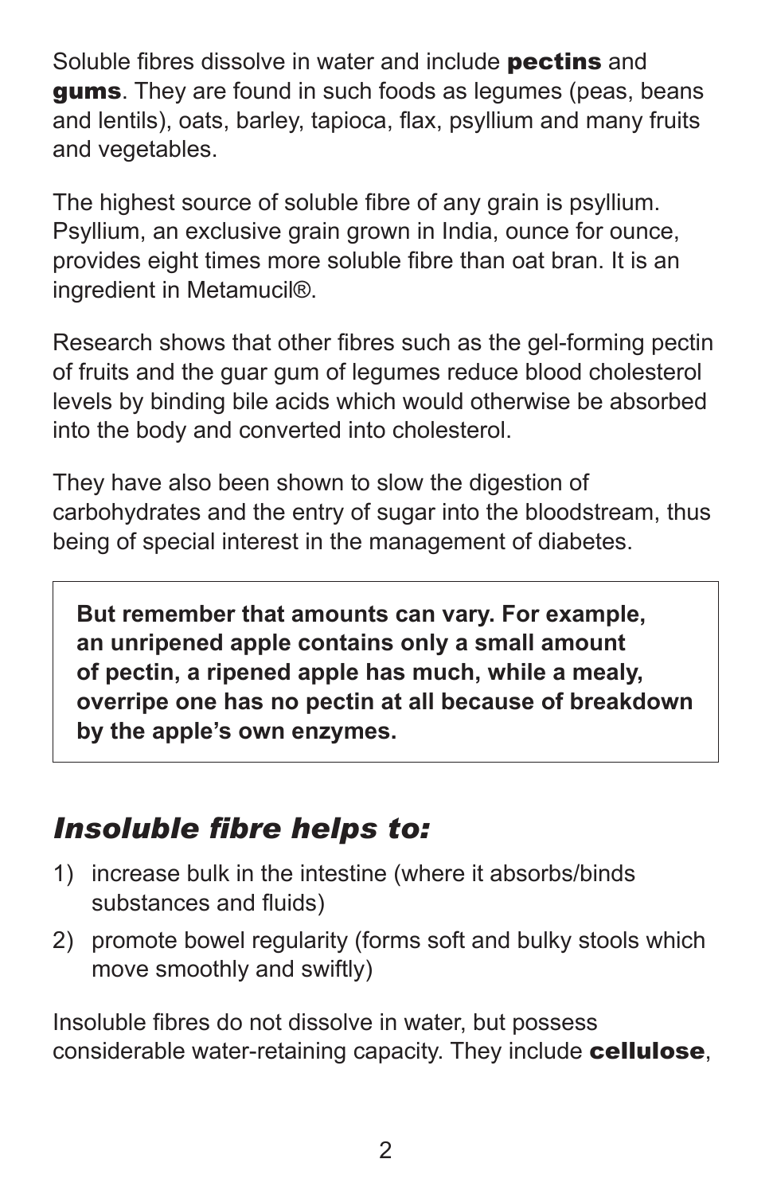Soluble fibres dissolve in water and include **pectins** and **gums**. They are found in such foods as legumes (peas, beans and lentils), oats, barley, tapioca, flax, psyllium and many fruits and vegetables.

The highest source of soluble fibre of any grain is psyllium. Psyllium, an exclusive grain grown in India, ounce for ounce, provides eight times more soluble fibre than oat bran. It is an ingredient in Metamucil®.

Research shows that other fibres such as the gel-forming pectin of fruits and the guar gum of legumes reduce blood cholesterol levels by binding bile acids which would otherwise be absorbed into the body and converted into cholesterol.

They have also been shown to slow the digestion of carbohydrates and the entry of sugar into the bloodstream, thus being of special interest in the management of diabetes.

> **But remember that amounts can vary. For example, an unripened apple contains only a small amount of pectin, a ripened apple has much, while a mealy, overripe one has no pectin at all because of breakdown by the apple's own enzymes.**

## *Insoluble fibre helps to:*

1) increase bulk in the intestine (where it absorbs/binds substances and fluids)
2) promote bowel regularity (forms soft and bulky stools which move smoothly and swiftly)

Insoluble fibres do not dissolve in water, but possess considerable water-retaining capacity. They include **cellulose**,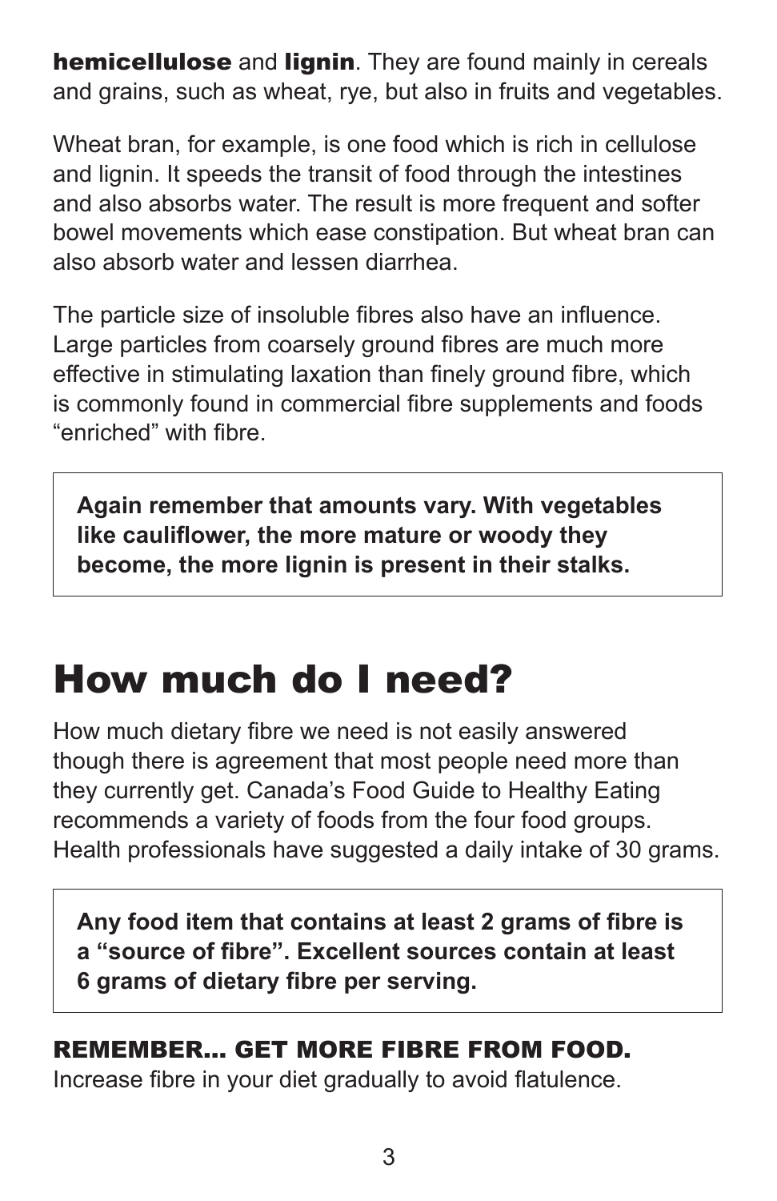**hemicellulose** and **lignin**. They are found mainly in cereals and grains, such as wheat, rye, but also in fruits and vegetables.

Wheat bran, for example, is one food which is rich in cellulose and lignin. It speeds the transit of food through the intestines and also absorbs water. The result is more frequent and softer bowel movements which ease constipation. But wheat bran can also absorb water and lessen diarrhea.

The particle size of insoluble fibres also have an influence. Large particles from coarsely ground fibres are much more effective in stimulating laxation than finely ground fibre, which is commonly found in commercial fibre supplements and foods "enriched" with fibre.

**Again remember that amounts vary. With vegetables like cauliflower, the more mature or woody they become, the more lignin is present in their stalks.**

# How much do I need?

How much dietary fibre we need is not easily answered though there is agreement that most people need more than they currently get. Canada's Food Guide to Healthy Eating recommends a variety of foods from the four food groups. Health professionals have suggested a daily intake of 30 grams.

**Any food item that contains at least 2 grams of fibre is a "source of fibre". Excellent sources contain at least 6 grams of dietary fibre per serving.**

**REMEMBER... GET MORE FIBRE FROM FOOD.**
Increase fibre in your diet gradually to avoid flatulence.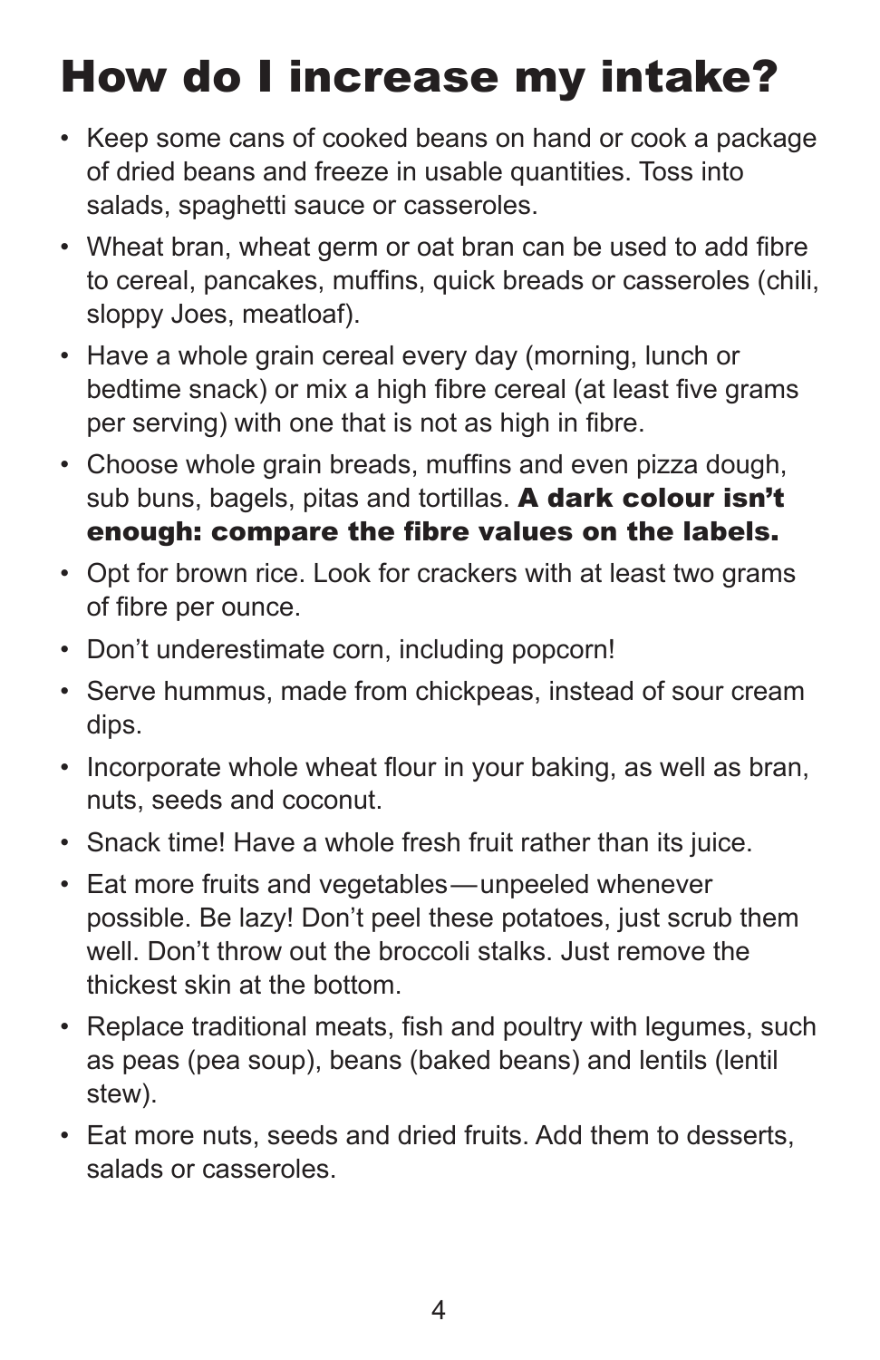# How do I increase my intake?

- Keep some cans of cooked beans on hand or cook a package of dried beans and freeze in usable quantities. Toss into salads, spaghetti sauce or casseroles.
- Wheat bran, wheat germ or oat bran can be used to add fibre to cereal, pancakes, muffins, quick breads or casseroles (chili, sloppy Joes, meatloaf).
- Have a whole grain cereal every day (morning, lunch or bedtime snack) or mix a high fibre cereal (at least five grams per serving) with one that is not as high in fibre.
- Choose whole grain breads, muffins and even pizza dough, sub buns, bagels, pitas and tortillas. **A dark colour isn't enough: compare the fibre values on the labels.**
- Opt for brown rice. Look for crackers with at least two grams of fibre per ounce.
- Don't underestimate corn, including popcorn!
- Serve hummus, made from chickpeas, instead of sour cream dips.
- Incorporate whole wheat flour in your baking, as well as bran, nuts, seeds and coconut.
- Snack time! Have a whole fresh fruit rather than its juice.
- Eat more fruits and vegetables — unpeeled whenever possible. Be lazy! Don't peel these potatoes, just scrub them well. Don't throw out the broccoli stalks. Just remove the thickest skin at the bottom.
- Replace traditional meats, fish and poultry with legumes, such as peas (pea soup), beans (baked beans) and lentils (lentil stew).
- Eat more nuts, seeds and dried fruits. Add them to desserts, salads or casseroles.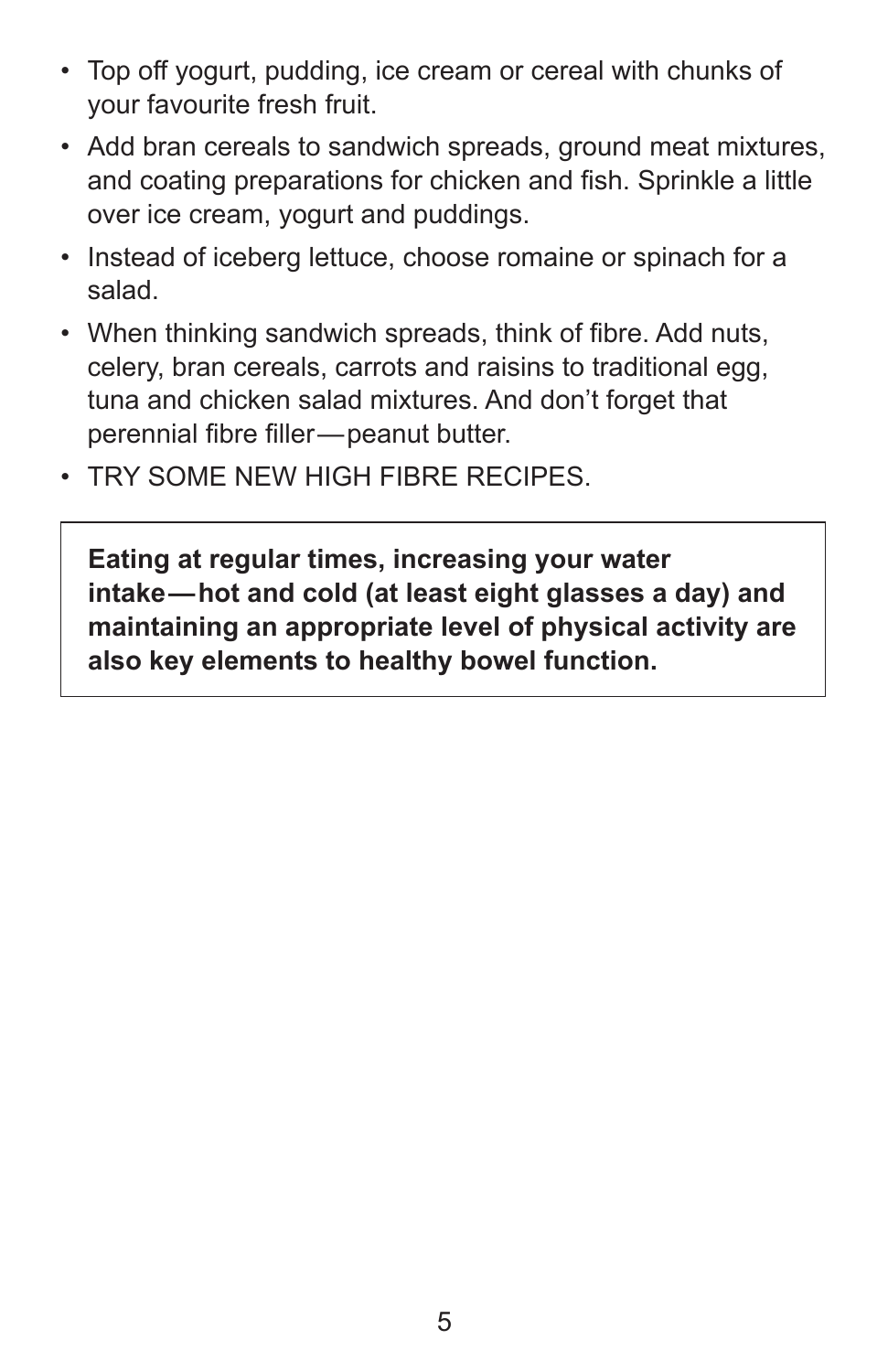- Top off yogurt, pudding, ice cream or cereal with chunks of your favourite fresh fruit.
- Add bran cereals to sandwich spreads, ground meat mixtures, and coating preparations for chicken and fish. Sprinkle a little over ice cream, yogurt and puddings.
- Instead of iceberg lettuce, choose romaine or spinach for a salad.
- When thinking sandwich spreads, think of fibre. Add nuts, celery, bran cereals, carrots and raisins to traditional egg, tuna and chicken salad mixtures. And don't forget that perennial fibre filler — peanut butter.
- TRY SOME NEW HIGH FIBRE RECIPES.

**Eating at regular times, increasing your water intake — hot and cold (at least eight glasses a day) and maintaining an appropriate level of physical activity are also key elements to healthy bowel function.**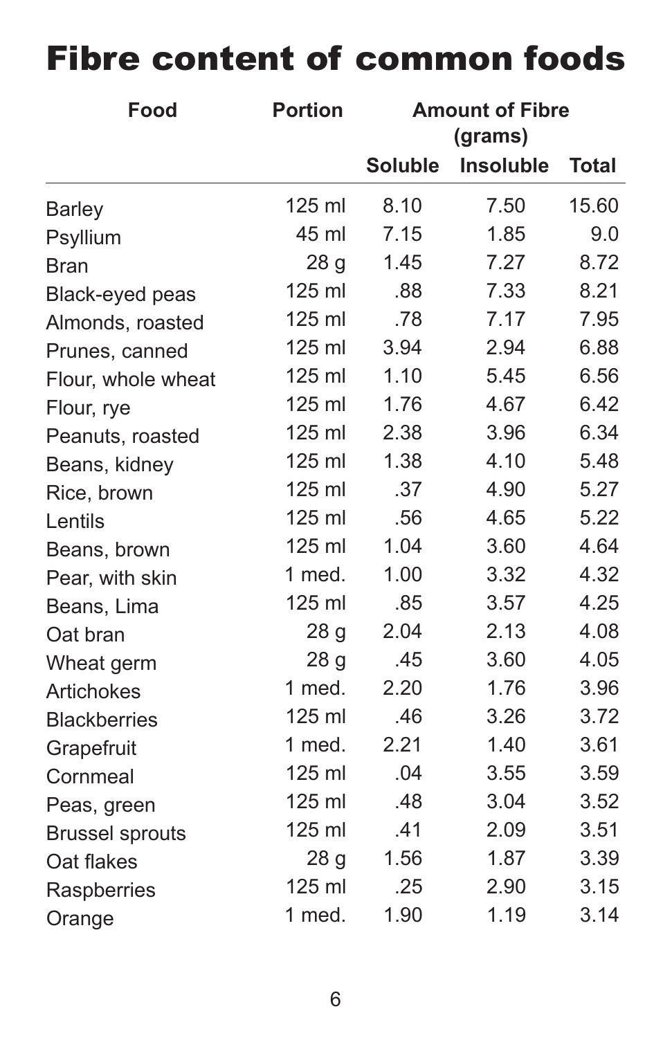# Fibre content of common foods

| Food | Portion | Amount of Fibre (grams) | | |
|---|---|---|---|---|
| | | Soluble | Insoluble | Total |
| Barley | 125 ml | 8.10 | 7.50 | 15.60 |
| Psyllium | 45 ml | 7.15 | 1.85 | 9.0 |
| Bran | 28 g | 1.45 | 7.27 | 8.72 |
| Black-eyed peas | 125 ml | .88 | 7.33 | 8.21 |
| Almonds, roasted | 125 ml | .78 | 7.17 | 7.95 |
| Prunes, canned | 125 ml | 3.94 | 2.94 | 6.88 |
| Flour, whole wheat | 125 ml | 1.10 | 5.45 | 6.56 |
| Flour, rye | 125 ml | 1.76 | 4.67 | 6.42 |
| Peanuts, roasted | 125 ml | 2.38 | 3.96 | 6.34 |
| Beans, kidney | 125 ml | 1.38 | 4.10 | 5.48 |
| Rice, brown | 125 ml | .37 | 4.90 | 5.27 |
| Lentils | 125 ml | .56 | 4.65 | 5.22 |
| Beans, brown | 125 ml | 1.04 | 3.60 | 4.64 |
| Pear, with skin | 1 med. | 1.00 | 3.32 | 4.32 |
| Beans, Lima | 125 ml | .85 | 3.57 | 4.25 |
| Oat bran | 28 g | 2.04 | 2.13 | 4.08 |
| Wheat germ | 28 g | .45 | 3.60 | 4.05 |
| Artichokes | 1 med. | 2.20 | 1.76 | 3.96 |
| Blackberries | 125 ml | .46 | 3.26 | 3.72 |
| Grapefruit | 1 med. | 2.21 | 1.40 | 3.61 |
| Cornmeal | 125 ml | .04 | 3.55 | 3.59 |
| Peas, green | 125 ml | .48 | 3.04 | 3.52 |
| Brussel sprouts | 125 ml | .41 | 2.09 | 3.51 |
| Oat flakes | 28 g | 1.56 | 1.87 | 3.39 |
| Raspberries | 125 ml | .25 | 2.90 | 3.15 |
| Orange | 1 med. | 1.90 | 1.19 | 3.14 |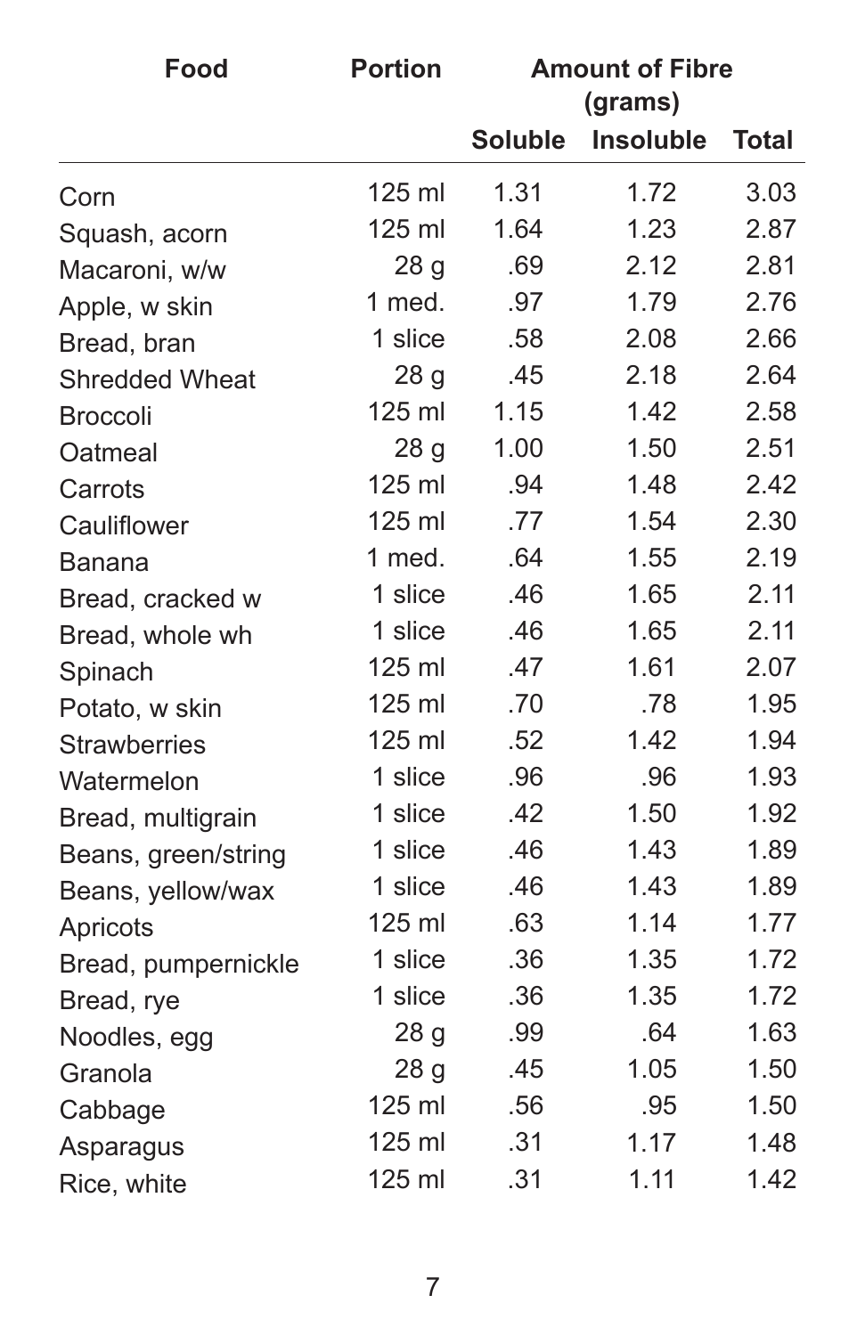| Food | Portion | Amount of Fibre (grams) | | |
|---|---|---|---|---|
| | | Soluble | Insoluble | Total |
| Corn | 125 ml | 1.31 | 1.72 | 3.03 |
| Squash, acorn | 125 ml | 1.64 | 1.23 | 2.87 |
| Macaroni, w/w | 28 g | .69 | 2.12 | 2.81 |
| Apple, w skin | 1 med. | .97 | 1.79 | 2.76 |
| Bread, bran | 1 slice | .58 | 2.08 | 2.66 |
| Shredded Wheat | 28 g | .45 | 2.18 | 2.64 |
| Broccoli | 125 ml | 1.15 | 1.42 | 2.58 |
| Oatmeal | 28 g | 1.00 | 1.50 | 2.51 |
| Carrots | 125 ml | .94 | 1.48 | 2.42 |
| Cauliflower | 125 ml | .77 | 1.54 | 2.30 |
| Banana | 1 med. | .64 | 1.55 | 2.19 |
| Bread, cracked w | 1 slice | .46 | 1.65 | 2.11 |
| Bread, whole wh | 1 slice | .46 | 1.65 | 2.11 |
| Spinach | 125 ml | .47 | 1.61 | 2.07 |
| Potato, w skin | 125 ml | .70 | .78 | 1.95 |
| Strawberries | 125 ml | .52 | 1.42 | 1.94 |
| Watermelon | 1 slice | .96 | .96 | 1.93 |
| Bread, multigrain | 1 slice | .42 | 1.50 | 1.92 |
| Beans, green/string | 1 slice | .46 | 1.43 | 1.89 |
| Beans, yellow/wax | 1 slice | .46 | 1.43 | 1.89 |
| Apricots | 125 ml | .63 | 1.14 | 1.77 |
| Bread, pumpernickle | 1 slice | .36 | 1.35 | 1.72 |
| Bread, rye | 1 slice | .36 | 1.35 | 1.72 |
| Noodles, egg | 28 g | .99 | .64 | 1.63 |
| Granola | 28 g | .45 | 1.05 | 1.50 |
| Cabbage | 125 ml | .56 | .95 | 1.50 |
| Asparagus | 125 ml | .31 | 1.17 | 1.48 |
| Rice, white | 125 ml | .31 | 1.11 | 1.42 |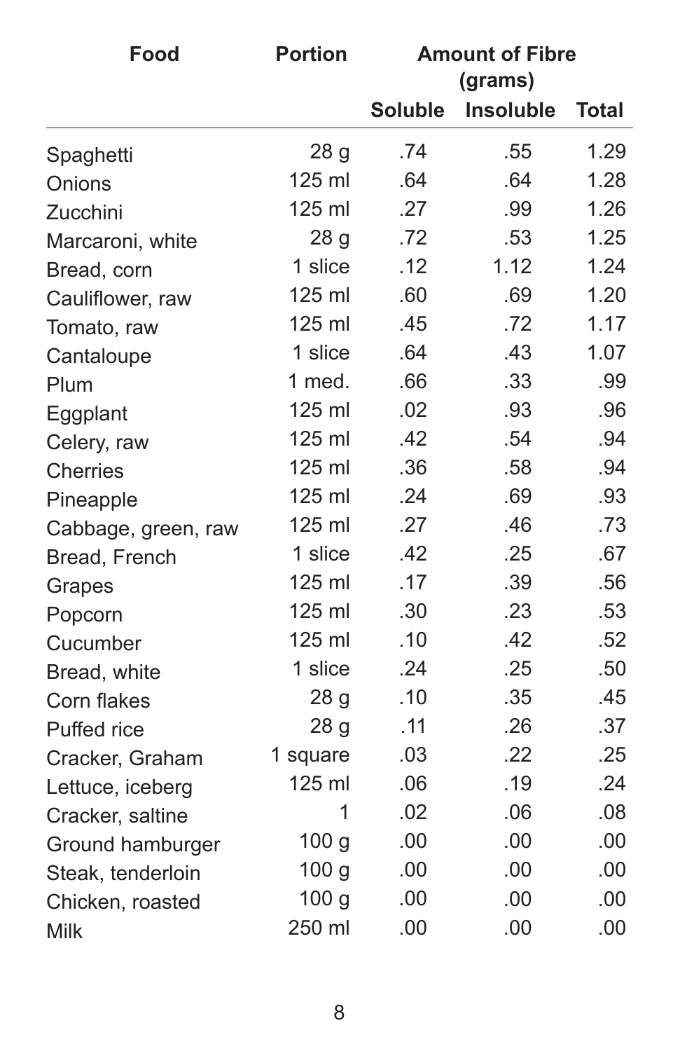| Food | Portion | Amount of Fibre (grams) | | |
|---|---|---|---|---|
| | | Soluble | Insoluble | Total |
| Spaghetti | 28 g | .74 | .55 | 1.29 |
| Onions | 125 ml | .64 | .64 | 1.28 |
| Zucchini | 125 ml | .27 | .99 | 1.26 |
| Marcaroni, white | 28 g | .72 | .53 | 1.25 |
| Bread, corn | 1 slice | .12 | 1.12 | 1.24 |
| Cauliflower, raw | 125 ml | .60 | .69 | 1.20 |
| Tomato, raw | 125 ml | .45 | .72 | 1.17 |
| Cantaloupe | 1 slice | .64 | .43 | 1.07 |
| Plum | 1 med. | .66 | .33 | .99 |
| Eggplant | 125 ml | .02 | .93 | .96 |
| Celery, raw | 125 ml | .42 | .54 | .94 |
| Cherries | 125 ml | .36 | .58 | .94 |
| Pineapple | 125 ml | .24 | .69 | .93 |
| Cabbage, green, raw | 125 ml | .27 | .46 | .73 |
| Bread, French | 1 slice | .42 | .25 | .67 |
| Grapes | 125 ml | .17 | .39 | .56 |
| Popcorn | 125 ml | .30 | .23 | .53 |
| Cucumber | 125 ml | .10 | .42 | .52 |
| Bread, white | 1 slice | .24 | .25 | .50 |
| Corn flakes | 28 g | .10 | .35 | .45 |
| Puffed rice | 28 g | .11 | .26 | .37 |
| Cracker, Graham | 1 square | .03 | .22 | .25 |
| Lettuce, iceberg | 125 ml | .06 | .19 | .24 |
| Cracker, saltine | 1 | .02 | .06 | .08 |
| Ground hamburger | 100 g | .00 | .00 | .00 |
| Steak, tenderloin | 100 g | .00 | .00 | .00 |
| Chicken, roasted | 100 g | .00 | .00 | .00 |
| Milk | 250 ml | .00 | .00 | .00 |